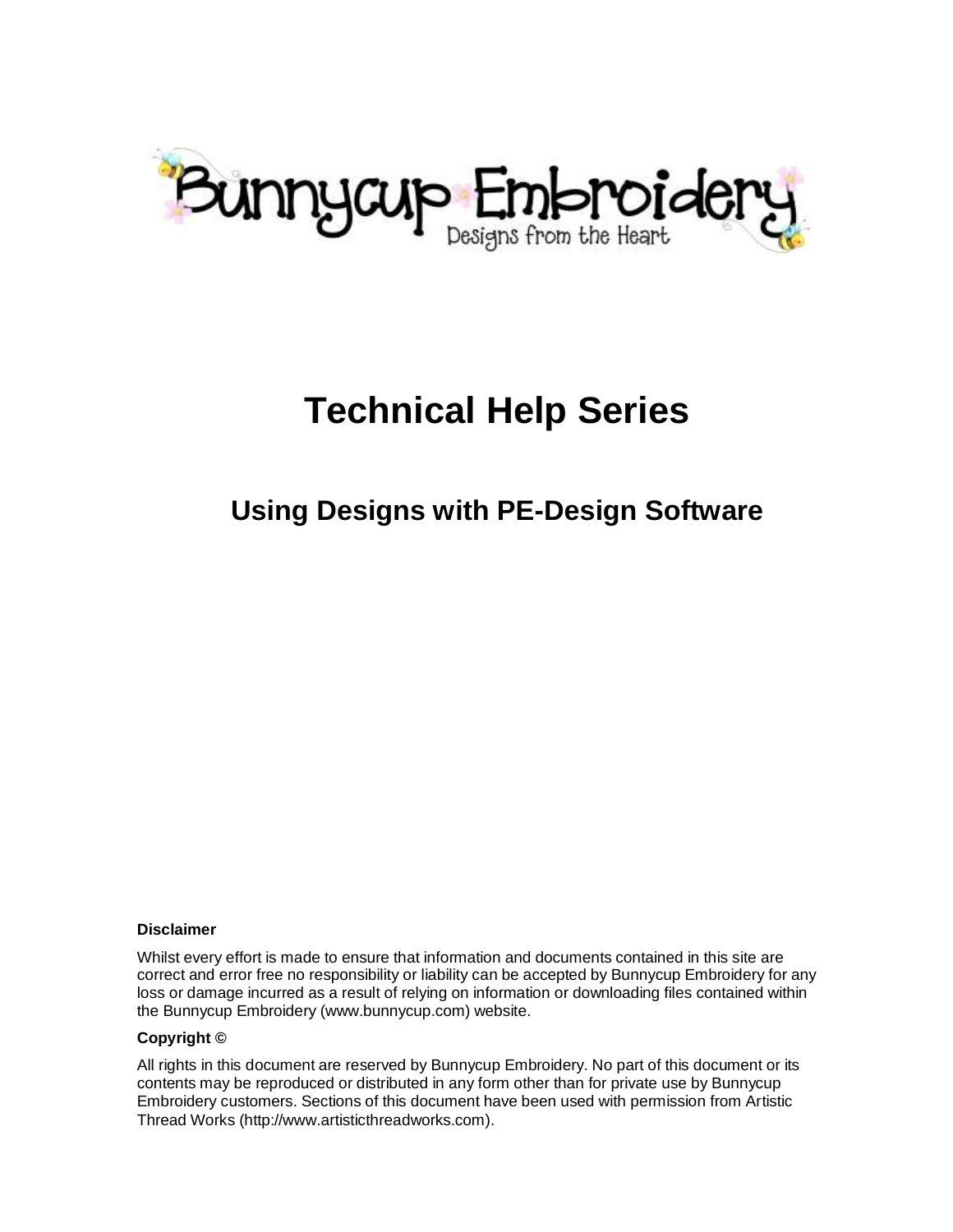Bunnycup Embroidery

Designs from the Heart

# Technical Help Series

## Using Designs with PE-Design Software

**Disclaimer**

Whilst every effort is made to ensure that information and documents contained in this site are correct and error free no responsibility or liability can be accepted by Bunnycup Embroidery for any loss or damage incurred as a result of relying on information or downloading files contained within the Bunnycup Embroidery (www.bunnycup.com) website.

**Copyright ©**

All rights in this document are reserved by Bunnycup Embroidery. No part of this document or its contents may be reproduced or distributed in any form other than for private use by Bunnycup Embroidery customers. Sections of this document have been used with permission from Artistic Thread Works (http://www.artisticthreadworks.com).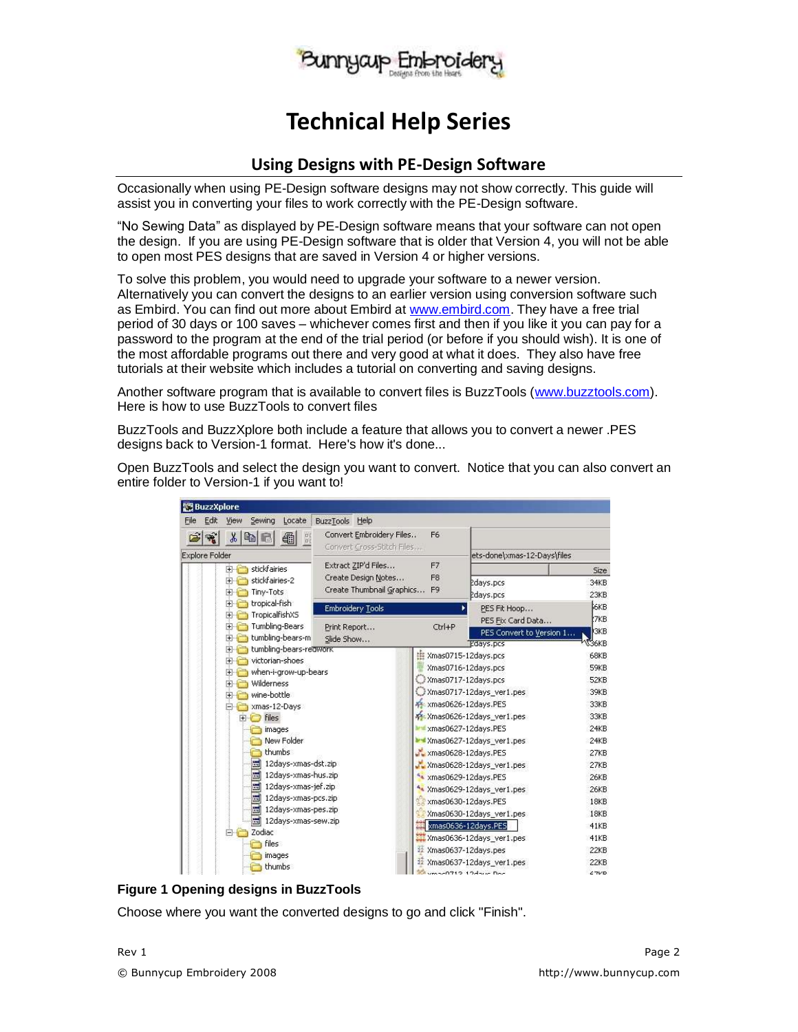# Technical Help Series

## Using Designs with PE-Design Software

Occasionally when using PE-Design software designs may not show correctly. This guide will assist you in converting your files to work correctly with the PE-Design software.

"No Sewing Data" as displayed by PE-Design software means that your software can not open the design. If you are using PE-Design software that is older that Version 4, you will not be able to open most PES designs that are saved in Version 4 or higher versions.

To solve this problem, you would need to upgrade your software to a newer version. Alternatively you can convert the designs to an earlier version using conversion software such as Embird. You can find out more about Embird at www.embird.com. They have a free trial period of 30 days or 100 saves – whichever comes first and then if you like it you can pay for a password to the program at the end of the trial period (or before if you should wish). It is one of the most affordable programs out there and very good at what it does. They also have free tutorials at their website which includes a tutorial on converting and saving designs.

Another software program that is available to convert files is BuzzTools (www.buzztools.com). Here is how to use BuzzTools to convert files

BuzzTools and BuzzXplore both include a feature that allows you to convert a newer .PES designs back to Version-1 format. Here's how it's done...

Open BuzzTools and select the design you want to convert. Notice that you can also convert an entire folder to Version-1 if you want to!

**Figure 1 Opening designs in BuzzTools**

Choose where you want the converted designs to go and click "Finish".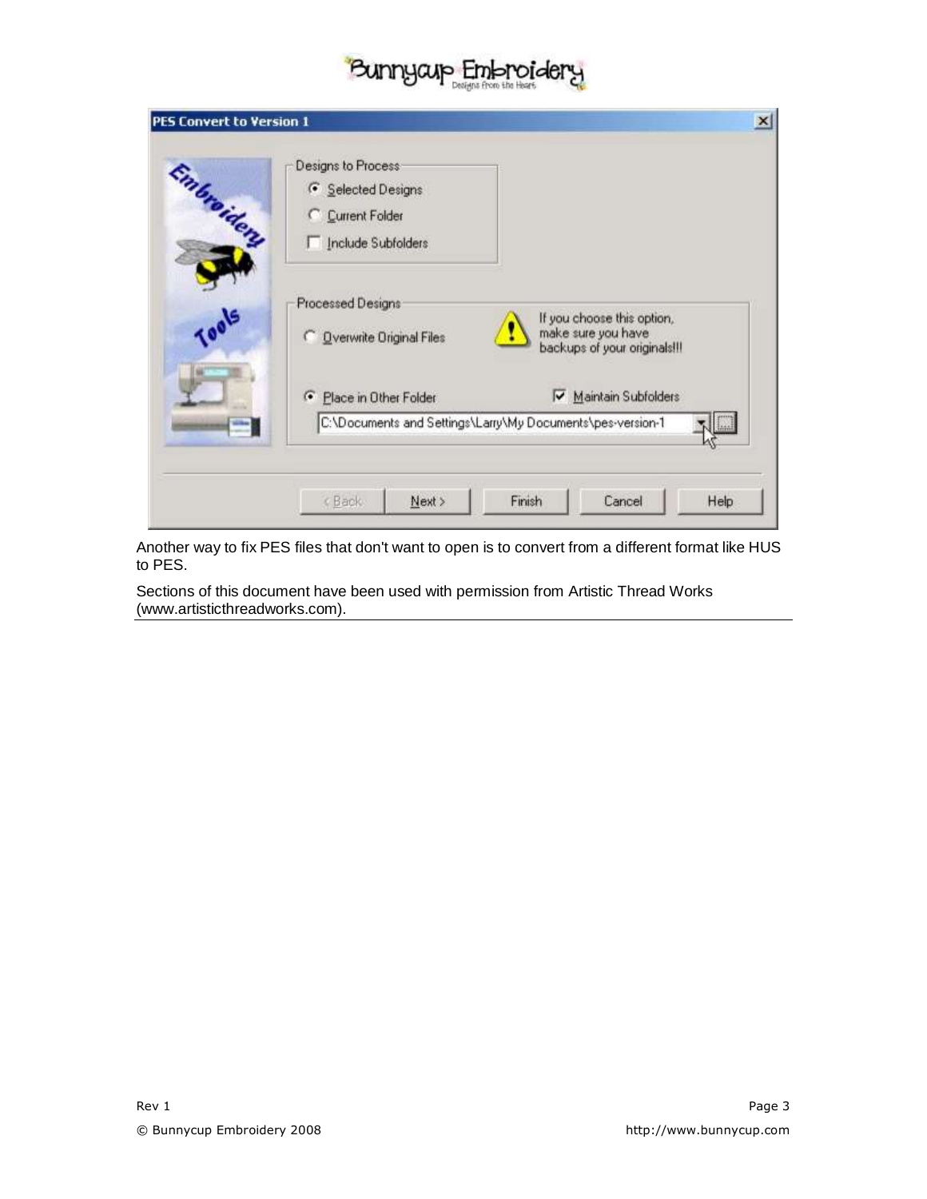Another way to fix PES files that don't want to open is to convert from a different format like HUS to PES.

Sections of this document have been used with permission from Artistic Thread Works (www.artisticthreadworks.com).